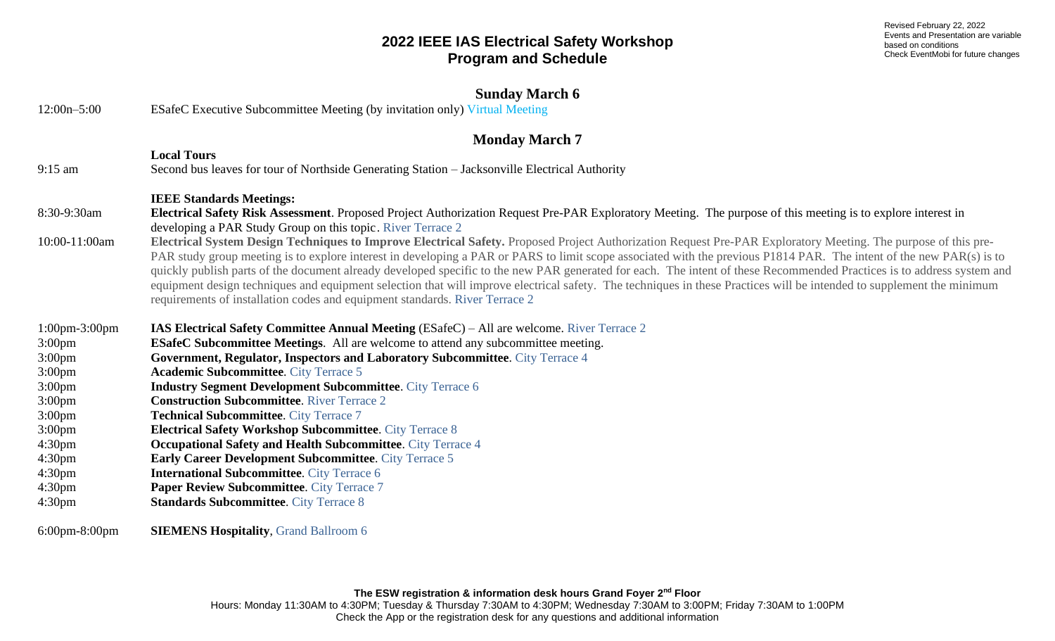Revised February 22, 2022
Events and Presentation are variable based on conditions
Check EventMobi for future changes

# 2022 IEEE IAS Electrical Safety Workshop
# Program and Schedule

## Sunday March 6

12:00n–5:00 ESafeC Executive Subcommittee Meeting (by invitation only) Virtual Meeting

## Monday March 7

**Local Tours**

9:15 am Second bus leaves for tour of Northside Generating Station – Jacksonville Electrical Authority

**IEEE Standards Meetings:**

8:30-9:30am **Electrical Safety Risk Assessment**. Proposed Project Authorization Request Pre-PAR Exploratory Meeting. The purpose of this meeting is to explore interest in developing a PAR Study Group on this topic. River Terrace 2

10:00-11:00am **Electrical System Design Techniques to Improve Electrical Safety.** Proposed Project Authorization Request Pre-PAR Exploratory Meeting. The purpose of this pre-PAR study group meeting is to explore interest in developing a PAR or PARS to limit scope associated with the previous P1814 PAR. The intent of the new PAR(s) is to quickly publish parts of the document already developed specific to the new PAR generated for each. The intent of these Recommended Practices is to address system and equipment design techniques and equipment selection that will improve electrical safety. The techniques in these Practices will be intended to supplement the minimum requirements of installation codes and equipment standards. River Terrace 2

1:00pm-3:00pm **IAS Electrical Safety Committee Annual Meeting** (ESafeC) – All are welcome. River Terrace 2

3:00pm **ESafeC Subcommittee Meetings**. All are welcome to attend any subcommittee meeting.

3:00pm **Government, Regulator, Inspectors and Laboratory Subcommittee**. City Terrace 4

3:00pm **Academic Subcommittee**. City Terrace 5

3:00pm **Industry Segment Development Subcommittee**. City Terrace 6

3:00pm **Construction Subcommittee**. River Terrace 2

3:00pm **Technical Subcommittee**. City Terrace 7

3:00pm **Electrical Safety Workshop Subcommittee**. City Terrace 8

4:30pm **Occupational Safety and Health Subcommittee**. City Terrace 4

4:30pm **Early Career Development Subcommittee**. City Terrace 5

4:30pm **International Subcommittee**. City Terrace 6

4:30pm **Paper Review Subcommittee**. City Terrace 7

4:30pm **Standards Subcommittee**. City Terrace 8

6:00pm-8:00pm **SIEMENS Hospitality**, Grand Ballroom 6

**The ESW registration & information desk hours Grand Foyer 2nd Floor**

Hours: Monday 11:30AM to 4:30PM; Tuesday & Thursday 7:30AM to 4:30PM; Wednesday 7:30AM to 3:00PM; Friday 7:30AM to 1:00PM

Check the App or the registration desk for any questions and additional information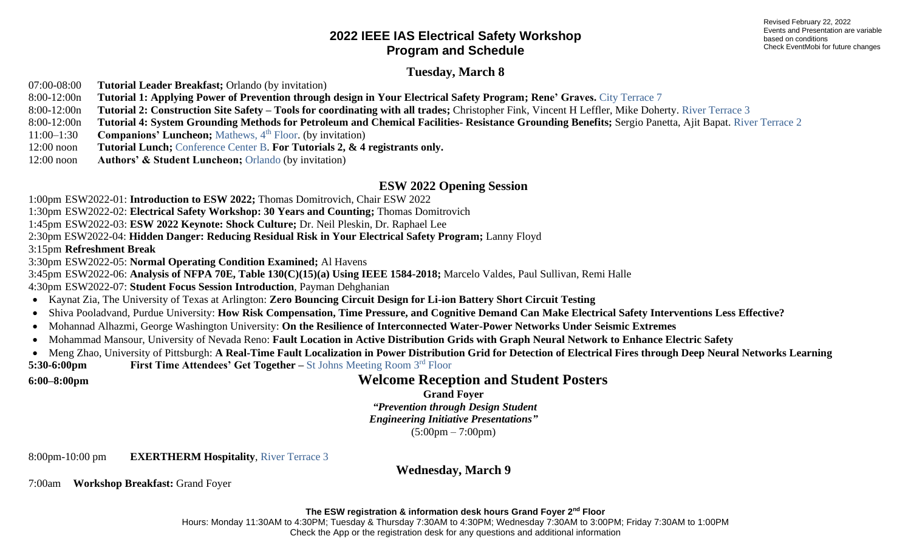Revised February 22, 2022
Events and Presentation are variable based on conditions
Check EventMobi for future changes

# 2022 IEEE IAS Electrical Safety Workshop
# Program and Schedule

## Tuesday, March 8

07:00-08:00 **Tutorial Leader Breakfast;** Orlando (by invitation)
8:00-12:00n **Tutorial 1: Applying Power of Prevention through design in Your Electrical Safety Program; Rene' Graves.** City Terrace 7
8:00-12:00n **Tutorial 2: Construction Site Safety – Tools for coordinating with all trades;** Christopher Fink, Vincent H Leffler, Mike Doherty. River Terrace 3
8:00-12:00n **Tutorial 4: System Grounding Methods for Petroleum and Chemical Facilities- Resistance Grounding Benefits;** Sergio Panetta, Ajit Bapat. River Terrace 2
11:00–1:30 **Companions' Luncheon;** Mathews, 4th Floor. (by invitation)
12:00 noon **Tutorial Lunch;** Conference Center B. **For Tutorials 2, & 4 registrants only.**
12:00 noon **Authors' & Student Luncheon;** Orlando (by invitation)

## ESW 2022 Opening Session

1:00pm ESW2022-01: **Introduction to ESW 2022;** Thomas Domitrovich, Chair ESW 2022
1:30pm ESW2022-02: **Electrical Safety Workshop: 30 Years and Counting;** Thomas Domitrovich
1:45pm ESW2022-03: **ESW 2022 Keynote: Shock Culture;** Dr. Neil Pleskin, Dr. Raphael Lee
2:30pm ESW2022-04: **Hidden Danger: Reducing Residual Risk in Your Electrical Safety Program;** Lanny Floyd
3:15pm **Refreshment Break**
3:30pm ESW2022-05: **Normal Operating Condition Examined;** Al Havens
3:45pm ESW2022-06: **Analysis of NFPA 70E, Table 130(C)(15)(a) Using IEEE 1584-2018;** Marcelo Valdes, Paul Sullivan, Remi Halle
4:30pm ESW2022-07: **Student Focus Session Introduction**, Payman Dehghanian

- Kaynat Zia, The University of Texas at Arlington: **Zero Bouncing Circuit Design for Li-ion Battery Short Circuit Testing**
- Shiva Pooladvand, Purdue University: **How Risk Compensation, Time Pressure, and Cognitive Demand Can Make Electrical Safety Interventions Less Effective?**
- Mohannad Alhazmi, George Washington University: **On the Resilience of Interconnected Water-Power Networks Under Seismic Extremes**
- Mohammad Mansour, University of Nevada Reno: **Fault Location in Active Distribution Grids with Graph Neural Network to Enhance Electric Safety**
- Meng Zhao, University of Pittsburgh: **A Real-Time Fault Localization in Power Distribution Grid for Detection of Electrical Fires through Deep Neural Networks Learning**

**5:30-6:00pm** **First Time Attendees' Get Together –** St Johns Meeting Room 3rd Floor

**6:00–8:00pm** **Welcome Reception and Student Posters**
**Grand Foyer**
***"Prevention through Design Student Engineering Initiative Presentations"***
(5:00pm – 7:00pm)

8:00pm-10:00 pm **EXERTHERM Hospitality**, River Terrace 3

## Wednesday, March 9

7:00am **Workshop Breakfast:** Grand Foyer

**The ESW registration & information desk hours Grand Foyer 2nd Floor**
Hours: Monday 11:30AM to 4:30PM; Tuesday & Thursday 7:30AM to 4:30PM; Wednesday 7:30AM to 3:00PM; Friday 7:30AM to 1:00PM
Check the App or the registration desk for any questions and additional information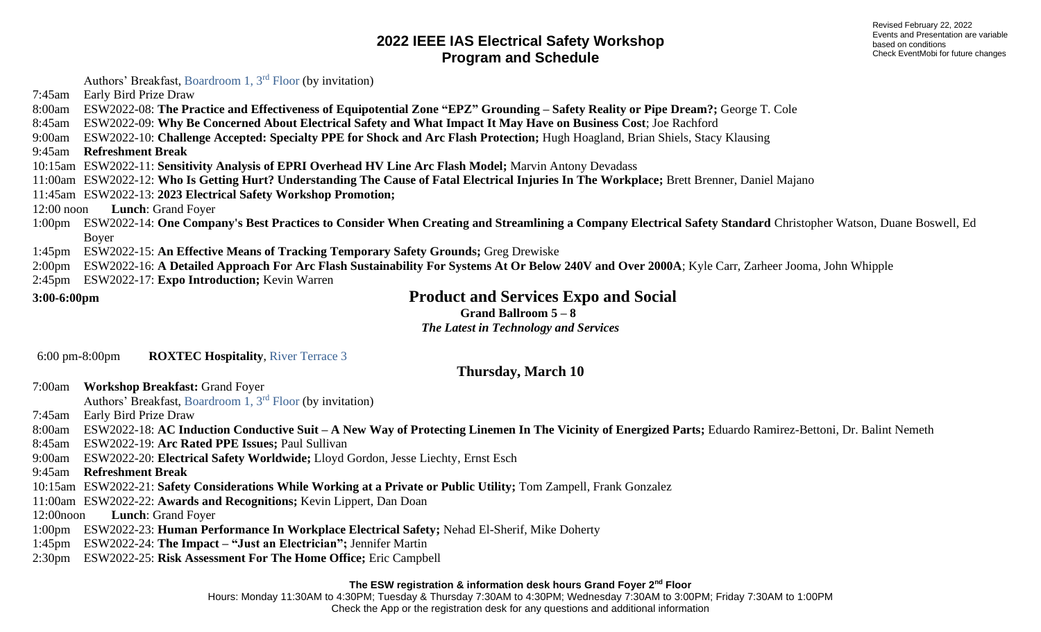Revised February 22, 2022
Events and Presentation are variable based on conditions
Check EventMobi for future changes

# 2022 IEEE IAS Electrical Safety Workshop
## Program and Schedule

Authors' Breakfast, Boardroom 1, 3rd Floor (by invitation)

7:45am Early Bird Prize Draw

8:00am ESW2022-08: **The Practice and Effectiveness of Equipotential Zone "EPZ" Grounding – Safety Reality or Pipe Dream?;** George T. Cole

8:45am ESW2022-09: **Why Be Concerned About Electrical Safety and What Impact It May Have on Business Cost**; Joe Rachford

9:00am ESW2022-10: **Challenge Accepted: Specialty PPE for Shock and Arc Flash Protection;** Hugh Hoagland, Brian Shiels, Stacy Klausing

9:45am **Refreshment Break**

10:15am ESW2022-11: **Sensitivity Analysis of EPRI Overhead HV Line Arc Flash Model;** Marvin Antony Devadass

11:00am ESW2022-12: **Who Is Getting Hurt? Understanding The Cause of Fatal Electrical Injuries In The Workplace;** Brett Brenner, Daniel Majano

11:45am ESW2022-13: **2023 Electrical Safety Workshop Promotion;**

12:00 noon **Lunch**: Grand Foyer

1:00pm ESW2022-14: **One Company's Best Practices to Consider When Creating and Streamlining a Company Electrical Safety Standard** Christopher Watson, Duane Boswell, Ed Boyer

1:45pm ESW2022-15: **An Effective Means of Tracking Temporary Safety Grounds;** Greg Drewiske

2:00pm ESW2022-16: **A Detailed Approach For Arc Flash Sustainability For Systems At Or Below 240V and Over 2000A**; Kyle Carr, Zarheer Jooma, John Whipple

2:45pm ESW2022-17: **Expo Introduction;** Kevin Warren

**3:00-6:00pm**

## Product and Services Expo and Social

**Grand Ballroom 5 – 8**

***The Latest in Technology and Services***

6:00 pm-8:00pm **ROXTEC Hospitality**, River Terrace 3

## Thursday, March 10

7:00am **Workshop Breakfast:** Grand Foyer

Authors' Breakfast, Boardroom 1, 3rd Floor (by invitation)

7:45am Early Bird Prize Draw

8:00am ESW2022-18: **AC Induction Conductive Suit – A New Way of Protecting Linemen In The Vicinity of Energized Parts;** Eduardo Ramirez-Bettoni, Dr. Balint Nemeth

8:45am ESW2022-19: **Arc Rated PPE Issues;** Paul Sullivan

9:00am ESW2022-20: **Electrical Safety Worldwide;** Lloyd Gordon, Jesse Liechty, Ernst Esch

9:45am **Refreshment Break**

10:15am ESW2022-21: **Safety Considerations While Working at a Private or Public Utility;** Tom Zampell, Frank Gonzalez

11:00am ESW2022-22: **Awards and Recognitions;** Kevin Lippert, Dan Doan

12:00noon **Lunch**: Grand Foyer

1:00pm ESW2022-23: **Human Performance In Workplace Electrical Safety;** Nehad El-Sherif, Mike Doherty

1:45pm ESW2022-24: **The Impact – "Just an Electrician";** Jennifer Martin

2:30pm ESW2022-25: **Risk Assessment For The Home Office;** Eric Campbell

**The ESW registration & information desk hours Grand Foyer 2nd Floor**

Hours: Monday 11:30AM to 4:30PM; Tuesday & Thursday 7:30AM to 4:30PM; Wednesday 7:30AM to 3:00PM; Friday 7:30AM to 1:00PM

Check the App or the registration desk for any questions and additional information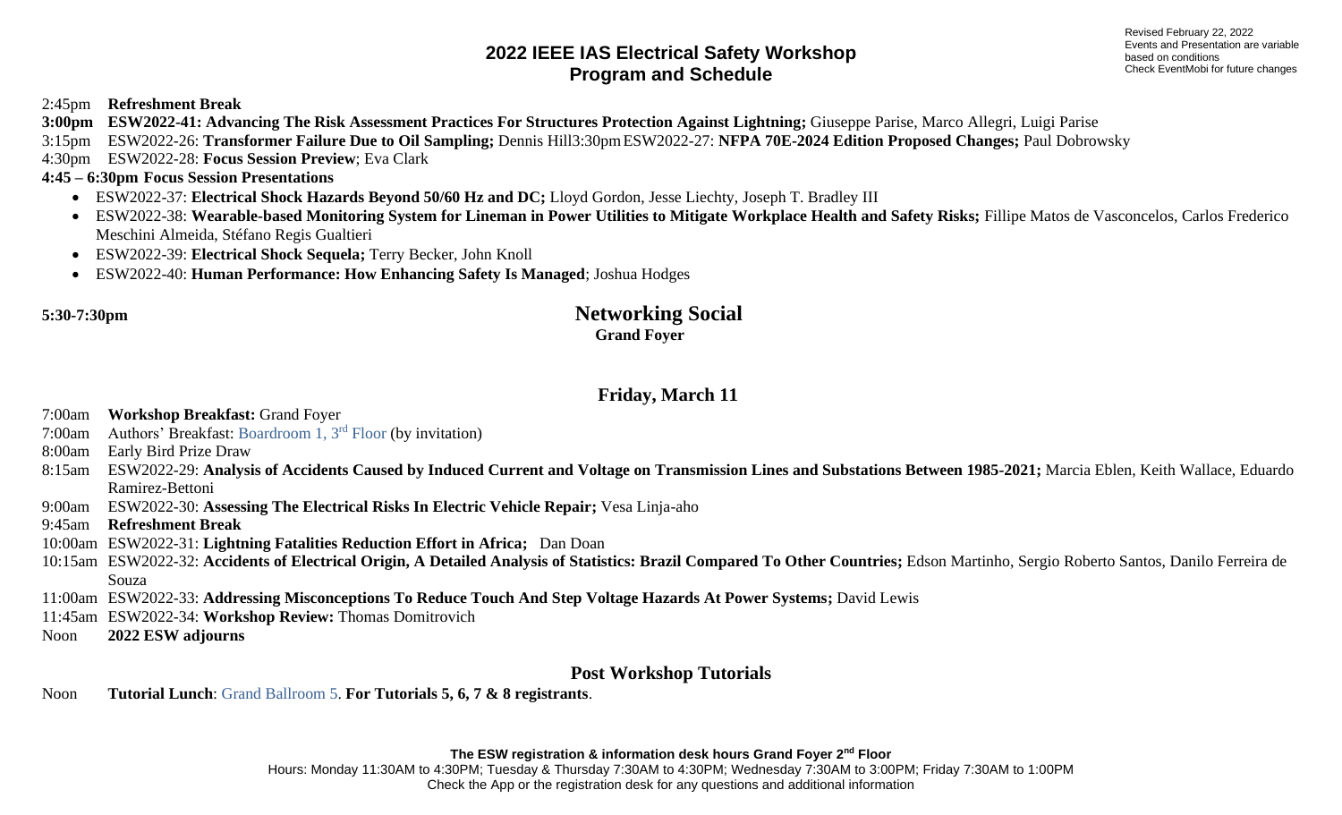Revised February 22, 2022
Events and Presentation are variable based on conditions
Check EventMobi for future changes

## 2022 IEEE IAS Electrical Safety Workshop
## Program and Schedule

2:45pm **Refreshment Break**

**3:00pm ESW2022-41: Advancing The Risk Assessment Practices For Structures Protection Against Lightning;** Giuseppe Parise, Marco Allegri, Luigi Parise

3:15pm ESW2022-26: **Transformer Failure Due to Oil Sampling;** Dennis Hill

3:30pm ESW2022-27: **NFPA 70E-2024 Edition Proposed Changes;** Paul Dobrowsky

4:30pm ESW2022-28: **Focus Session Preview**; Eva Clark

**4:45 – 6:30pm Focus Session Presentations**

- ESW2022-37: **Electrical Shock Hazards Beyond 50/60 Hz and DC;** Lloyd Gordon, Jesse Liechty, Joseph T. Bradley III
- ESW2022-38: **Wearable-based Monitoring System for Lineman in Power Utilities to Mitigate Workplace Health and Safety Risks;** Fillipe Matos de Vasconcelos, Carlos Frederico Meschini Almeida, Stéfano Regis Gualtieri
- ESW2022-39: **Electrical Shock Sequela;** Terry Becker, John Knoll
- ESW2022-40: **Human Performance: How Enhancing Safety Is Managed**; Joshua Hodges

**5:30-7:30pm** **Networking Social**
**Grand Foyer**

### Friday, March 11

7:00am **Workshop Breakfast:** Grand Foyer

7:00am Authors' Breakfast: Boardroom 1, 3rd Floor (by invitation)

8:00am Early Bird Prize Draw

8:15am ESW2022-29: **Analysis of Accidents Caused by Induced Current and Voltage on Transmission Lines and Substations Between 1985-2021;** Marcia Eblen, Keith Wallace, Eduardo Ramirez-Bettoni

9:00am ESW2022-30: **Assessing The Electrical Risks In Electric Vehicle Repair;** Vesa Linja-aho

9:45am **Refreshment Break**

10:00am ESW2022-31: **Lightning Fatalities Reduction Effort in Africa;** Dan Doan

10:15am ESW2022-32: **Accidents of Electrical Origin, A Detailed Analysis of Statistics: Brazil Compared To Other Countries;** Edson Martinho, Sergio Roberto Santos, Danilo Ferreira de Souza

11:00am ESW2022-33: **Addressing Misconceptions To Reduce Touch And Step Voltage Hazards At Power Systems;** David Lewis

11:45am ESW2022-34: **Workshop Review:** Thomas Domitrovich

Noon **2022 ESW adjourns**

### Post Workshop Tutorials

Noon **Tutorial Lunch**: Grand Ballroom 5. **For Tutorials 5, 6, 7 & 8 registrants**.

**The ESW registration & information desk hours Grand Foyer 2nd Floor**
Hours: Monday 11:30AM to 4:30PM; Tuesday & Thursday 7:30AM to 4:30PM; Wednesday 7:30AM to 3:00PM; Friday 7:30AM to 1:00PM
Check the App or the registration desk for any questions and additional information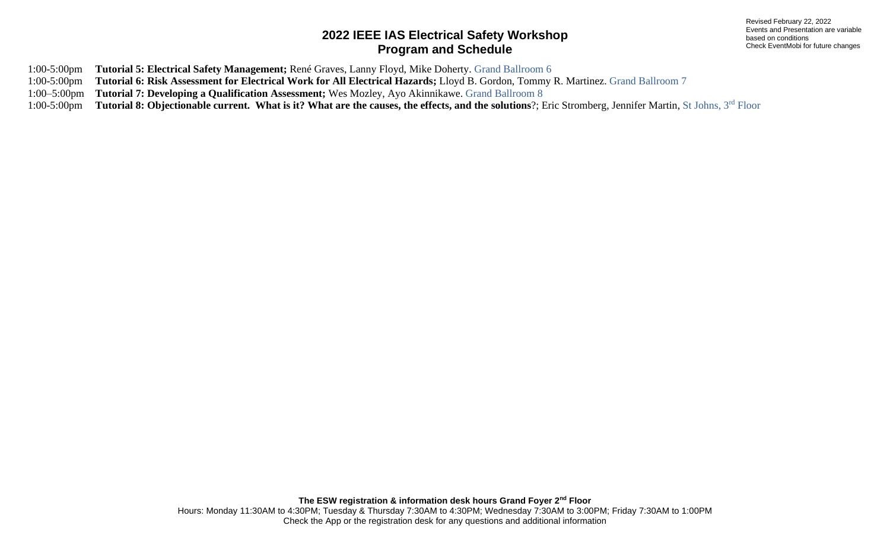# 2022 IEEE IAS Electrical Safety Workshop
## Program and Schedule

Revised February 22, 2022
Events and Presentation are variable based on conditions
Check EventMobi for future changes

1:00-5:00pm **Tutorial 5: Electrical Safety Management;** René Graves, Lanny Floyd, Mike Doherty. Grand Ballroom 6

1:00-5:00pm **Tutorial 6: Risk Assessment for Electrical Work for All Electrical Hazards;** Lloyd B. Gordon, Tommy R. Martinez. Grand Ballroom 7

1:00–5:00pm **Tutorial 7: Developing a Qualification Assessment;** Wes Mozley, Ayo Akinnikawe. Grand Ballroom 8

1:00-5:00pm **Tutorial 8: Objectionable current. What is it? What are the causes, the effects, and the solutions**?; Eric Stromberg, Jennifer Martin, St Johns, 3rd Floor

**The ESW registration & information desk hours Grand Foyer 2nd Floor**

Hours: Monday 11:30AM to 4:30PM; Tuesday & Thursday 7:30AM to 4:30PM; Wednesday 7:30AM to 3:00PM; Friday 7:30AM to 1:00PM

Check the App or the registration desk for any questions and additional information